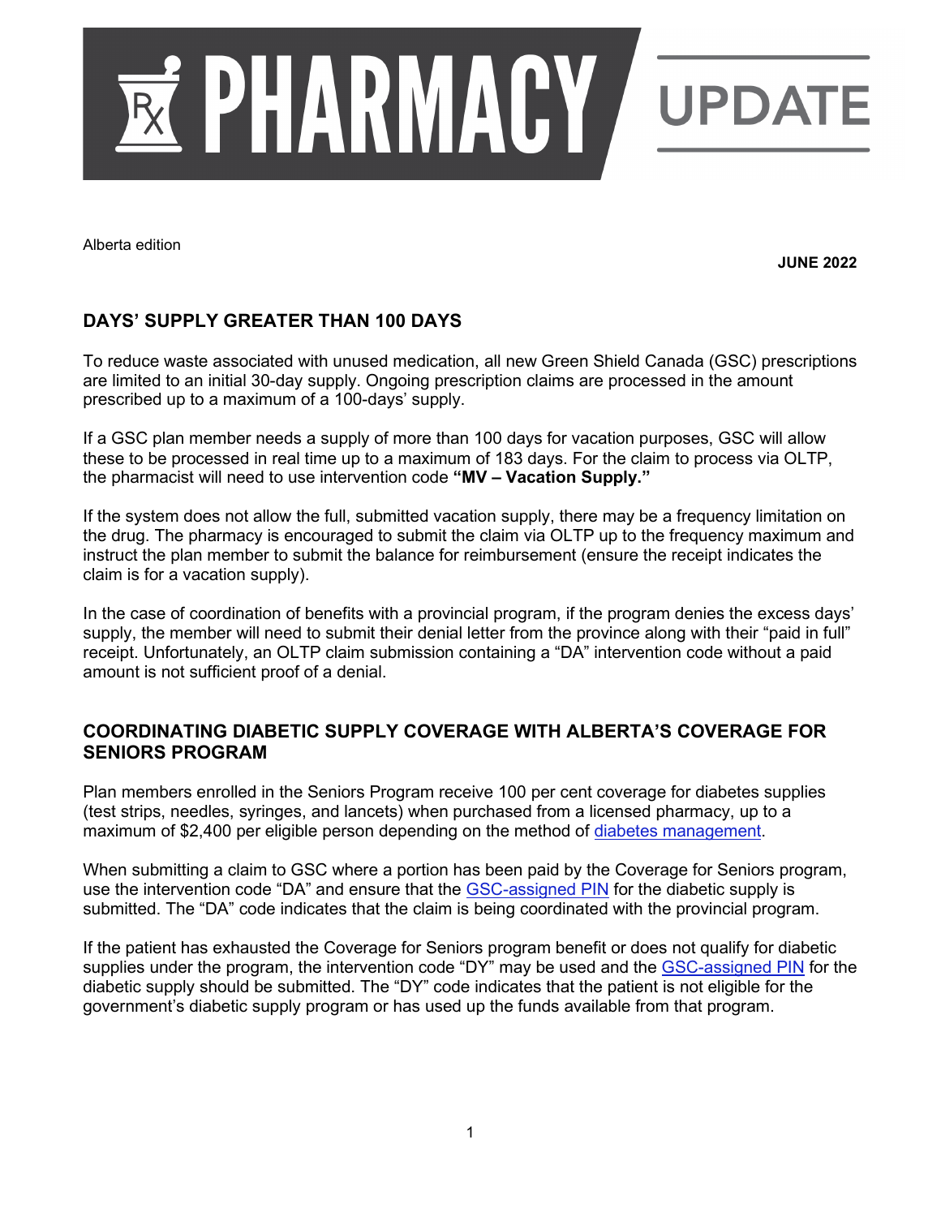# PHARMACY UPDATE

Alberta edition

**JUNE 2022**

## DAYS' SUPPLY GREATER THAN 100 DAYS

To reduce waste associated with unused medication, all new Green Shield Canada (GSC) prescriptions are limited to an initial 30-day supply. Ongoing prescription claims are processed in the amount prescribed up to a maximum of a 100-days' supply.

If a GSC plan member needs a supply of more than 100 days for vacation purposes, GSC will allow these to be processed in real time up to a maximum of 183 days. For the claim to process via OLTP, the pharmacist will need to use intervention code **"MV – Vacation Supply."**

If the system does not allow the full, submitted vacation supply, there may be a frequency limitation on the drug. The pharmacy is encouraged to submit the claim via OLTP up to the frequency maximum and instruct the plan member to submit the balance for reimbursement (ensure the receipt indicates the claim is for a vacation supply).

In the case of coordination of benefits with a provincial program, if the program denies the excess days' supply, the member will need to submit their denial letter from the province along with their "paid in full" receipt. Unfortunately, an OLTP claim submission containing a "DA" intervention code without a paid amount is not sufficient proof of a denial.

## COORDINATING DIABETIC SUPPLY COVERAGE WITH ALBERTA'S COVERAGE FOR SENIORS PROGRAM

Plan members enrolled in the Seniors Program receive 100 per cent coverage for diabetes supplies (test strips, needles, syringes, and lancets) when purchased from a licensed pharmacy, up to a maximum of $2,400 per eligible person depending on the method of diabetes management.

When submitting a claim to GSC where a portion has been paid by the Coverage for Seniors program, use the intervention code "DA" and ensure that the GSC-assigned PIN for the diabetic supply is submitted. The "DA" code indicates that the claim is being coordinated with the provincial program.

If the patient has exhausted the Coverage for Seniors program benefit or does not qualify for diabetic supplies under the program, the intervention code "DY" may be used and the GSC-assigned PIN for the diabetic supply should be submitted. The "DY" code indicates that the patient is not eligible for the government's diabetic supply program or has used up the funds available from that program.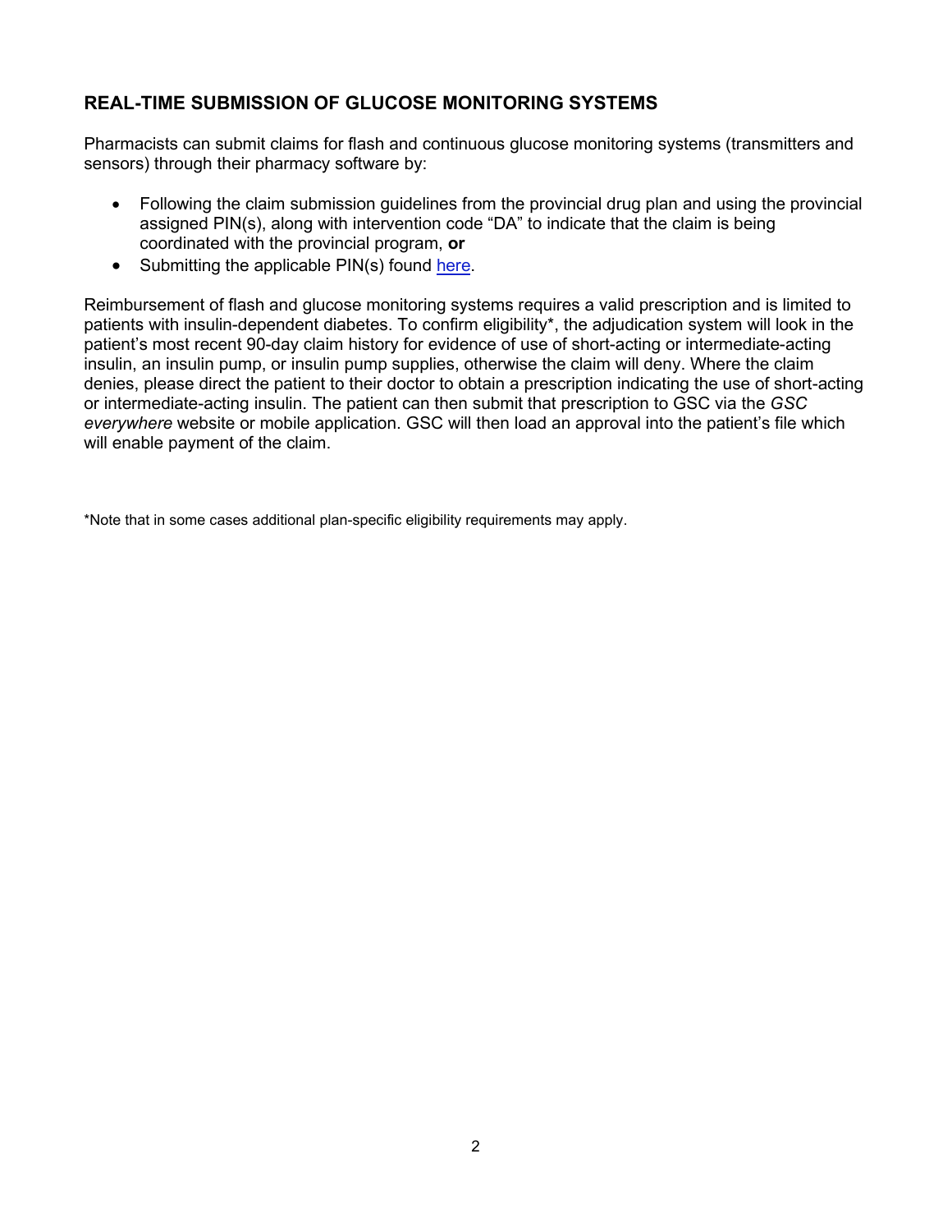## REAL-TIME SUBMISSION OF GLUCOSE MONITORING SYSTEMS

Pharmacists can submit claims for flash and continuous glucose monitoring systems (transmitters and sensors) through their pharmacy software by:

- Following the claim submission guidelines from the provincial drug plan and using the provincial assigned PIN(s), along with intervention code "DA" to indicate that the claim is being coordinated with the provincial program, **or**
- Submitting the applicable PIN(s) found here.

Reimbursement of flash and glucose monitoring systems requires a valid prescription and is limited to patients with insulin-dependent diabetes. To confirm eligibility*, the adjudication system will look in the patient's most recent 90-day claim history for evidence of use of short-acting or intermediate-acting insulin, an insulin pump, or insulin pump supplies, otherwise the claim will deny. Where the claim denies, please direct the patient to their doctor to obtain a prescription indicating the use of short-acting or intermediate-acting insulin. The patient can then submit that prescription to GSC via the *GSC everywhere* website or mobile application. GSC will then load an approval into the patient's file which will enable payment of the claim.

*Note that in some cases additional plan-specific eligibility requirements may apply.